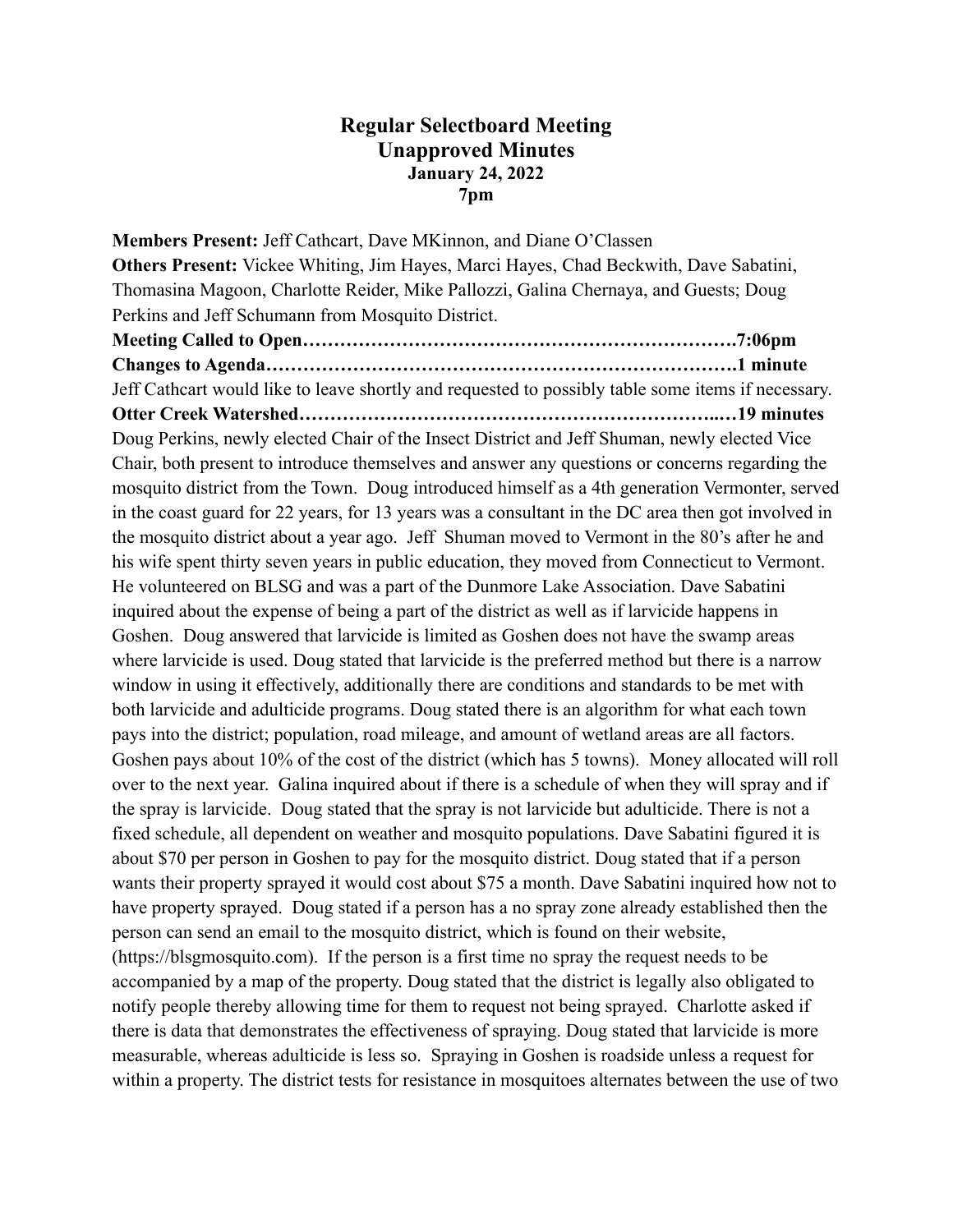# Regular Selectboard Meeting
## Unapproved Minutes
### January 24, 2022
### 7pm

**Members Present:** Jeff Cathcart, Dave MKinnon, and Diane O'Classen
**Others Present:** Vickee Whiting, Jim Hayes, Marci Hayes, Chad Beckwith, Dave Sabatini, Thomasina Magoon, Charlotte Reider, Mike Pallozzi, Galina Chernaya, and Guests; Doug Perkins and Jeff Schumann from Mosquito District.

**Meeting Called to Open……………………………………………………………7:06pm**

**Changes to Agenda…………………………………………………………………1 minute**

Jeff Cathcart would like to leave shortly and requested to possibly table some items if necessary.

**Otter Creek Watershed…………………………………………………………..…19 minutes**

Doug Perkins, newly elected Chair of the Insect District and Jeff Shuman, newly elected Vice Chair, both present to introduce themselves and answer any questions or concerns regarding the mosquito district from the Town. Doug introduced himself as a 4th generation Vermonter, served in the coast guard for 22 years, for 13 years was a consultant in the DC area then got involved in the mosquito district about a year ago. Jeff Shuman moved to Vermont in the 80's after he and his wife spent thirty seven years in public education, they moved from Connecticut to Vermont. He volunteered on BLSG and was a part of the Dunmore Lake Association. Dave Sabatini inquired about the expense of being a part of the district as well as if larvicide happens in Goshen. Doug answered that larvicide is limited as Goshen does not have the swamp areas where larvicide is used. Doug stated that larvicide is the preferred method but there is a narrow window in using it effectively, additionally there are conditions and standards to be met with both larvicide and adulticide programs. Doug stated there is an algorithm for what each town pays into the district; population, road mileage, and amount of wetland areas are all factors. Goshen pays about 10% of the cost of the district (which has 5 towns). Money allocated will roll over to the next year. Galina inquired about if there is a schedule of when they will spray and if the spray is larvicide. Doug stated that the spray is not larvicide but adulticide. There is not a fixed schedule, all dependent on weather and mosquito populations. Dave Sabatini figured it is about $70 per person in Goshen to pay for the mosquito district. Doug stated that if a person wants their property sprayed it would cost about $75 a month. Dave Sabatini inquired how not to have property sprayed. Doug stated if a person has a no spray zone already established then the person can send an email to the mosquito district, which is found on their website, (https://blsgmosquito.com). If the person is a first time no spray the request needs to be accompanied by a map of the property. Doug stated that the district is legally also obligated to notify people thereby allowing time for them to request not being sprayed. Charlotte asked if there is data that demonstrates the effectiveness of spraying. Doug stated that larvicide is more measurable, whereas adulticide is less so. Spraying in Goshen is roadside unless a request for within a property. The district tests for resistance in mosquitoes alternates between the use of two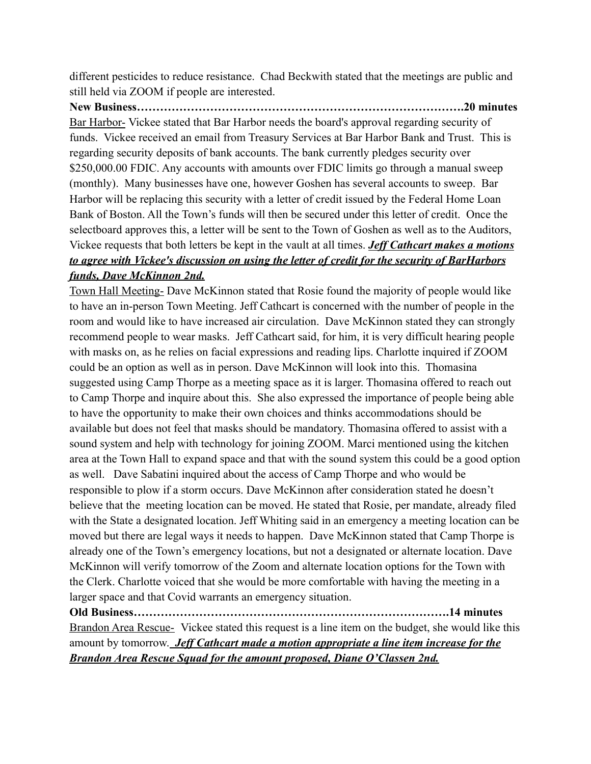different pesticides to reduce resistance. Chad Beckwith stated that the meetings are public and still held via ZOOM if people are interested.

**New Business………………………………………………………………………….20 minutes**

Bar Harbor- Vickee stated that Bar Harbor needs the board's approval regarding security of funds. Vickee received an email from Treasury Services at Bar Harbor Bank and Trust. This is regarding security deposits of bank accounts. The bank currently pledges security over $250,000.00 FDIC. Any accounts with amounts over FDIC limits go through a manual sweep (monthly). Many businesses have one, however Goshen has several accounts to sweep. Bar Harbor will be replacing this security with a letter of credit issued by the Federal Home Loan Bank of Boston. All the Town's funds will then be secured under this letter of credit. Once the selectboard approves this, a letter will be sent to the Town of Goshen as well as to the Auditors, Vickee requests that both letters be kept in the vault at all times. ***Jeff Cathcart makes a motions to agree with Vickee's discussion on using the letter of credit for the security of BarHarbors funds, Dave McKinnon 2nd.***

Town Hall Meeting- Dave McKinnon stated that Rosie found the majority of people would like to have an in-person Town Meeting. Jeff Cathcart is concerned with the number of people in the room and would like to have increased air circulation. Dave McKinnon stated they can strongly recommend people to wear masks. Jeff Cathcart said, for him, it is very difficult hearing people with masks on, as he relies on facial expressions and reading lips. Charlotte inquired if ZOOM could be an option as well as in person. Dave McKinnon will look into this. Thomasina suggested using Camp Thorpe as a meeting space as it is larger. Thomasina offered to reach out to Camp Thorpe and inquire about this. She also expressed the importance of people being able to have the opportunity to make their own choices and thinks accommodations should be available but does not feel that masks should be mandatory. Thomasina offered to assist with a sound system and help with technology for joining ZOOM. Marci mentioned using the kitchen area at the Town Hall to expand space and that with the sound system this could be a good option as well. Dave Sabatini inquired about the access of Camp Thorpe and who would be responsible to plow if a storm occurs. Dave McKinnon after consideration stated he doesn't believe that the meeting location can be moved. He stated that Rosie, per mandate, already filed with the State a designated location. Jeff Whiting said in an emergency a meeting location can be moved but there are legal ways it needs to happen. Dave McKinnon stated that Camp Thorpe is already one of the Town's emergency locations, but not a designated or alternate location. Dave McKinnon will verify tomorrow of the Zoom and alternate location options for the Town with the Clerk. Charlotte voiced that she would be more comfortable with having the meeting in a larger space and that Covid warrants an emergency situation.

**Old Business……………………………………………………………………….14 minutes**

Brandon Area Rescue- Vickee stated this request is a line item on the budget, she would like this amount by tomorrow. ***Jeff Cathcart made a motion appropriate a line item increase for the Brandon Area Rescue Squad for the amount proposed, Diane O'Classen 2nd.***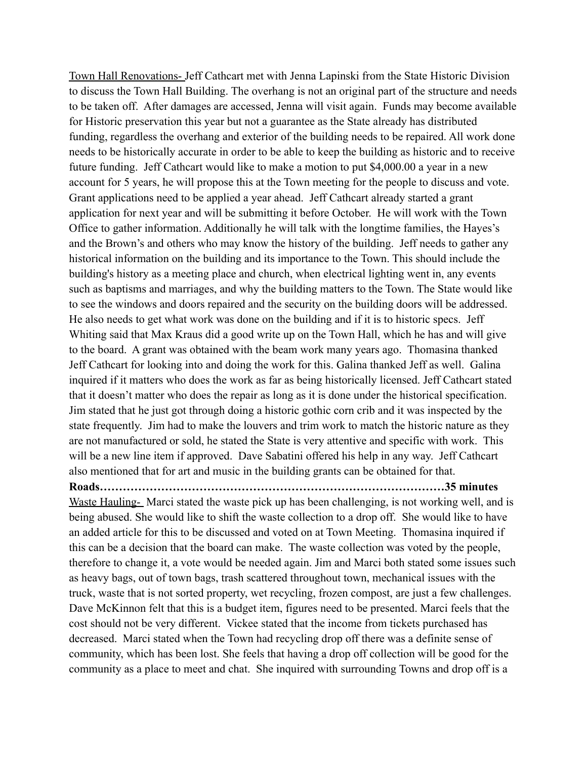Town Hall Renovations- Jeff Cathcart met with Jenna Lapinski from the State Historic Division to discuss the Town Hall Building. The overhang is not an original part of the structure and needs to be taken off. After damages are accessed, Jenna will visit again. Funds may become available for Historic preservation this year but not a guarantee as the State already has distributed funding, regardless the overhang and exterior of the building needs to be repaired. All work done needs to be historically accurate in order to be able to keep the building as historic and to receive future funding. Jeff Cathcart would like to make a motion to put $4,000.00 a year in a new account for 5 years, he will propose this at the Town meeting for the people to discuss and vote. Grant applications need to be applied a year ahead. Jeff Cathcart already started a grant application for next year and will be submitting it before October. He will work with the Town Office to gather information. Additionally he will talk with the longtime families, the Hayes's and the Brown's and others who may know the history of the building. Jeff needs to gather any historical information on the building and its importance to the Town. This should include the building's history as a meeting place and church, when electrical lighting went in, any events such as baptisms and marriages, and why the building matters to the Town. The State would like to see the windows and doors repaired and the security on the building doors will be addressed. He also needs to get what work was done on the building and if it is to historic specs. Jeff Whiting said that Max Kraus did a good write up on the Town Hall, which he has and will give to the board. A grant was obtained with the beam work many years ago. Thomasina thanked Jeff Cathcart for looking into and doing the work for this. Galina thanked Jeff as well. Galina inquired if it matters who does the work as far as being historically licensed. Jeff Cathcart stated that it doesn't matter who does the repair as long as it is done under the historical specification. Jim stated that he just got through doing a historic gothic corn crib and it was inspected by the state frequently. Jim had to make the louvers and trim work to match the historic nature as they are not manufactured or sold, he stated the State is very attentive and specific with work. This will be a new line item if approved. Dave Sabatini offered his help in any way. Jeff Cathcart also mentioned that for art and music in the building grants can be obtained for that.

**Roads………………………………………………………………………………35 minutes**

Waste Hauling- Marci stated the waste pick up has been challenging, is not working well, and is being abused. She would like to shift the waste collection to a drop off. She would like to have an added article for this to be discussed and voted on at Town Meeting. Thomasina inquired if this can be a decision that the board can make. The waste collection was voted by the people, therefore to change it, a vote would be needed again. Jim and Marci both stated some issues such as heavy bags, out of town bags, trash scattered throughout town, mechanical issues with the truck, waste that is not sorted property, wet recycling, frozen compost, are just a few challenges. Dave McKinnon felt that this is a budget item, figures need to be presented. Marci feels that the cost should not be very different. Vickee stated that the income from tickets purchased has decreased. Marci stated when the Town had recycling drop off there was a definite sense of community, which has been lost. She feels that having a drop off collection will be good for the community as a place to meet and chat. She inquired with surrounding Towns and drop off is a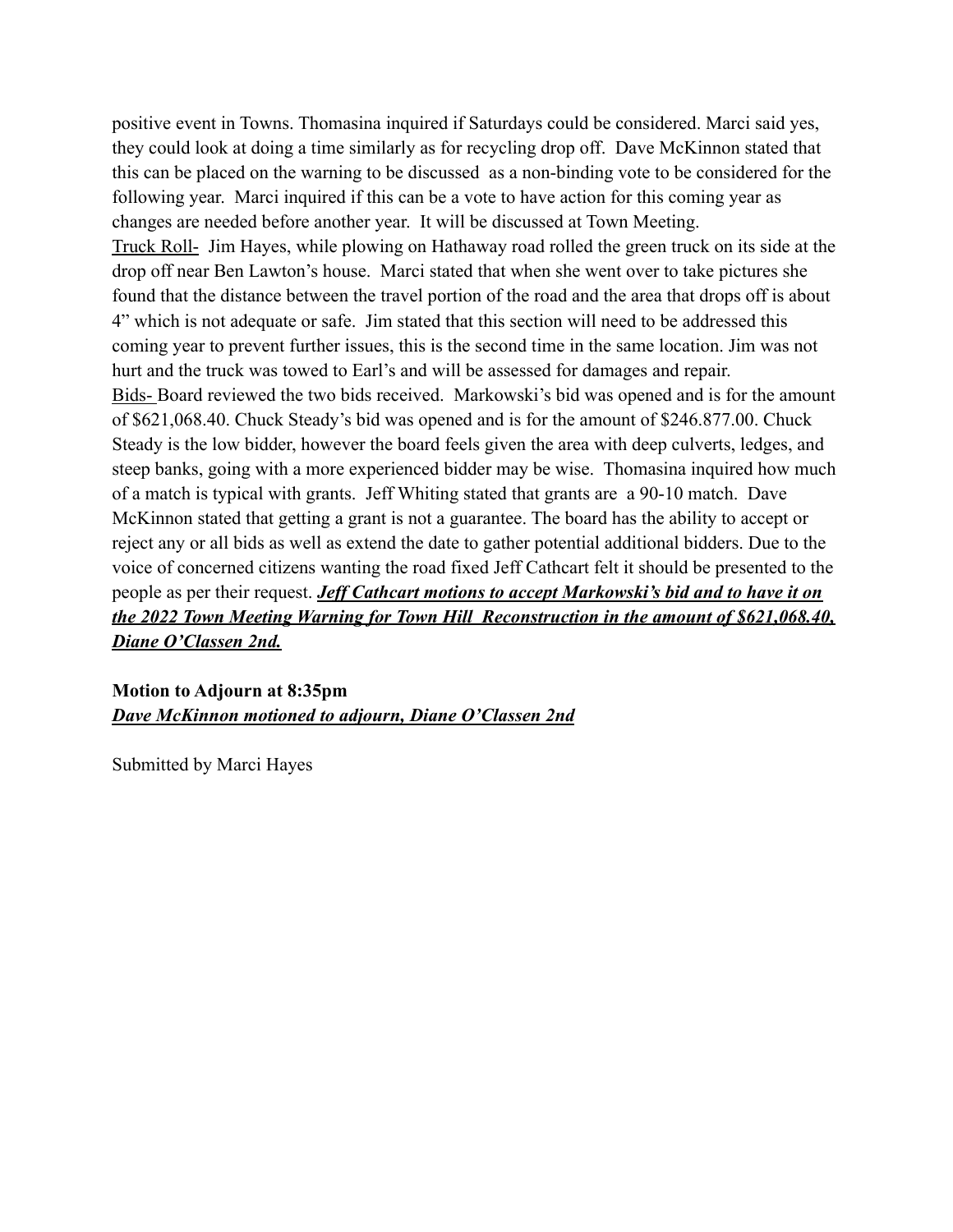positive event in Towns. Thomasina inquired if Saturdays could be considered. Marci said yes, they could look at doing a time similarly as for recycling drop off. Dave McKinnon stated that this can be placed on the warning to be discussed as a non-binding vote to be considered for the following year. Marci inquired if this can be a vote to have action for this coming year as changes are needed before another year. It will be discussed at Town Meeting.

<u>Truck Roll-</u> Jim Hayes, while plowing on Hathaway road rolled the green truck on its side at the drop off near Ben Lawton's house. Marci stated that when she went over to take pictures she found that the distance between the travel portion of the road and the area that drops off is about 4" which is not adequate or safe. Jim stated that this section will need to be addressed this coming year to prevent further issues, this is the second time in the same location. Jim was not hurt and the truck was towed to Earl's and will be assessed for damages and repair.

<u>Bids-</u> Board reviewed the two bids received. Markowski's bid was opened and is for the amount of $621,068.40. Chuck Steady's bid was opened and is for the amount of $246.877.00. Chuck Steady is the low bidder, however the board feels given the area with deep culverts, ledges, and steep banks, going with a more experienced bidder may be wise. Thomasina inquired how much of a match is typical with grants. Jeff Whiting stated that grants are a 90-10 match. Dave McKinnon stated that getting a grant is not a guarantee. The board has the ability to accept or reject any or all bids as well as extend the date to gather potential additional bidders. Due to the voice of concerned citizens wanting the road fixed Jeff Cathcart felt it should be presented to the people as per their request. <u>***Jeff Cathcart motions to accept Markowski's bid and to have it on the 2022 Town Meeting Warning for Town Hill Reconstruction in the amount of $621,068.40, Diane O'Classen 2nd.***</u>

**Motion to Adjourn at 8:35pm**

<u>***Dave McKinnon motioned to adjourn, Diane O'Classen 2nd***</u>

Submitted by Marci Hayes